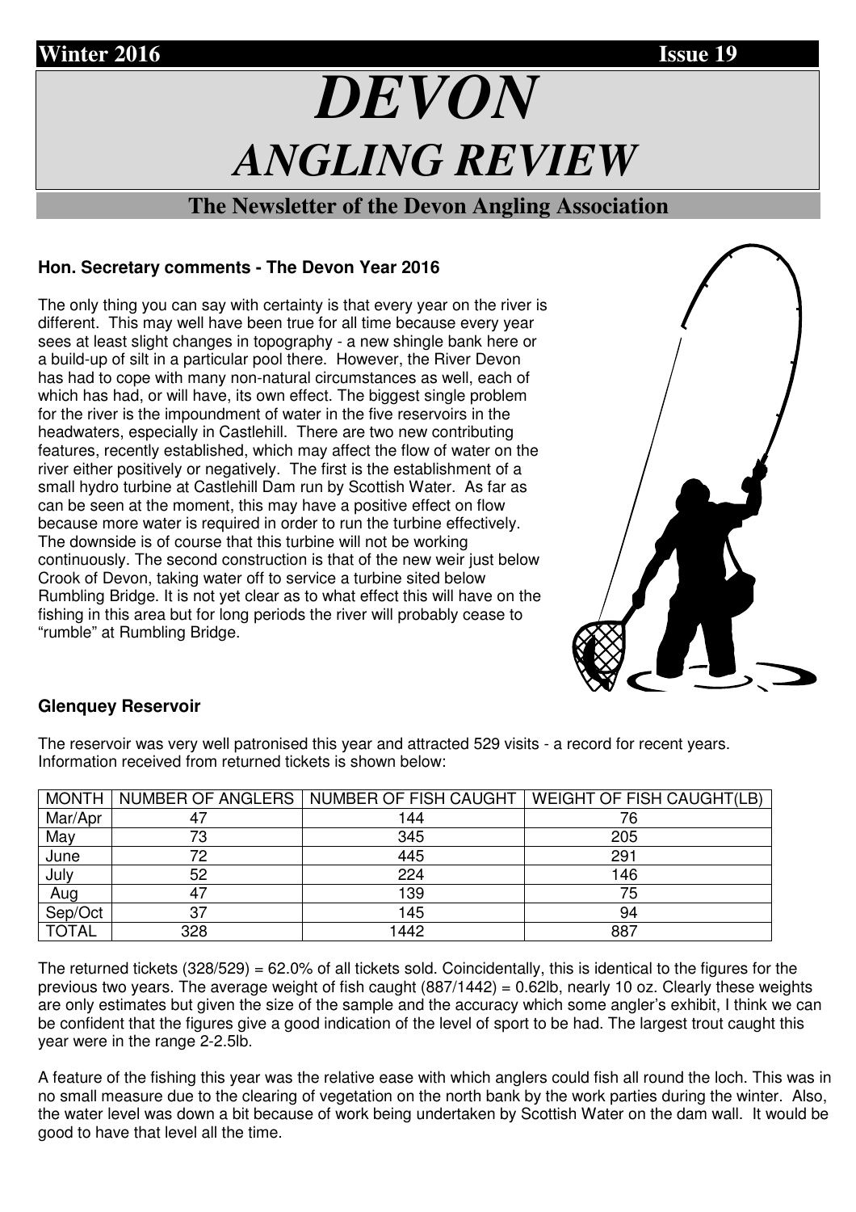Winter 2016 Issue 19

# DEVON ANGLING REVIEW

## The Newsletter of the Devon Angling Association

### Hon. Secretary comments - The Devon Year 2016

The only thing you can say with certainty is that every year on the river is different. This may well have been true for all time because every year sees at least slight changes in topography - a new shingle bank here or a build-up of silt in a particular pool there. However, the River Devon has had to cope with many non-natural circumstances as well, each of which has had, or will have, its own effect. The biggest single problem for the river is the impoundment of water in the five reservoirs in the headwaters, especially in Castlehill. There are two new contributing features, recently established, which may affect the flow of water on the river either positively or negatively. The first is the establishment of a small hydro turbine at Castlehill Dam run by Scottish Water. As far as can be seen at the moment, this may have a positive effect on flow because more water is required in order to run the turbine effectively. The downside is of course that this turbine will not be working continuously. The second construction is that of the new weir just below Crook of Devon, taking water off to service a turbine sited below Rumbling Bridge. It is not yet clear as to what effect this will have on the fishing in this area but for long periods the river will probably cease to "rumble" at Rumbling Bridge.

### Glenquey Reservoir

The reservoir was very well patronised this year and attracted 529 visits - a record for recent years. Information received from returned tickets is shown below:

| MONTH | NUMBER OF ANGLERS | NUMBER OF FISH CAUGHT | WEIGHT OF FISH CAUGHT(LB) |
|---|---|---|---|
| Mar/Apr | 47 | 144 | 76 |
| May | 73 | 345 | 205 |
| June | 72 | 445 | 291 |
| July | 52 | 224 | 146 |
| Aug | 47 | 139 | 75 |
| Sep/Oct | 37 | 145 | 94 |
| TOTAL | 328 | 1442 | 887 |

The returned tickets (328/529) = 62.0% of all tickets sold. Coincidentally, this is identical to the figures for the previous two years. The average weight of fish caught (887/1442) = 0.62lb, nearly 10 oz. Clearly these weights are only estimates but given the size of the sample and the accuracy which some angler's exhibit, I think we can be confident that the figures give a good indication of the level of sport to be had. The largest trout caught this year were in the range 2-2.5lb.

A feature of the fishing this year was the relative ease with which anglers could fish all round the loch. This was in no small measure due to the clearing of vegetation on the north bank by the work parties during the winter. Also, the water level was down a bit because of work being undertaken by Scottish Water on the dam wall. It would be good to have that level all the time.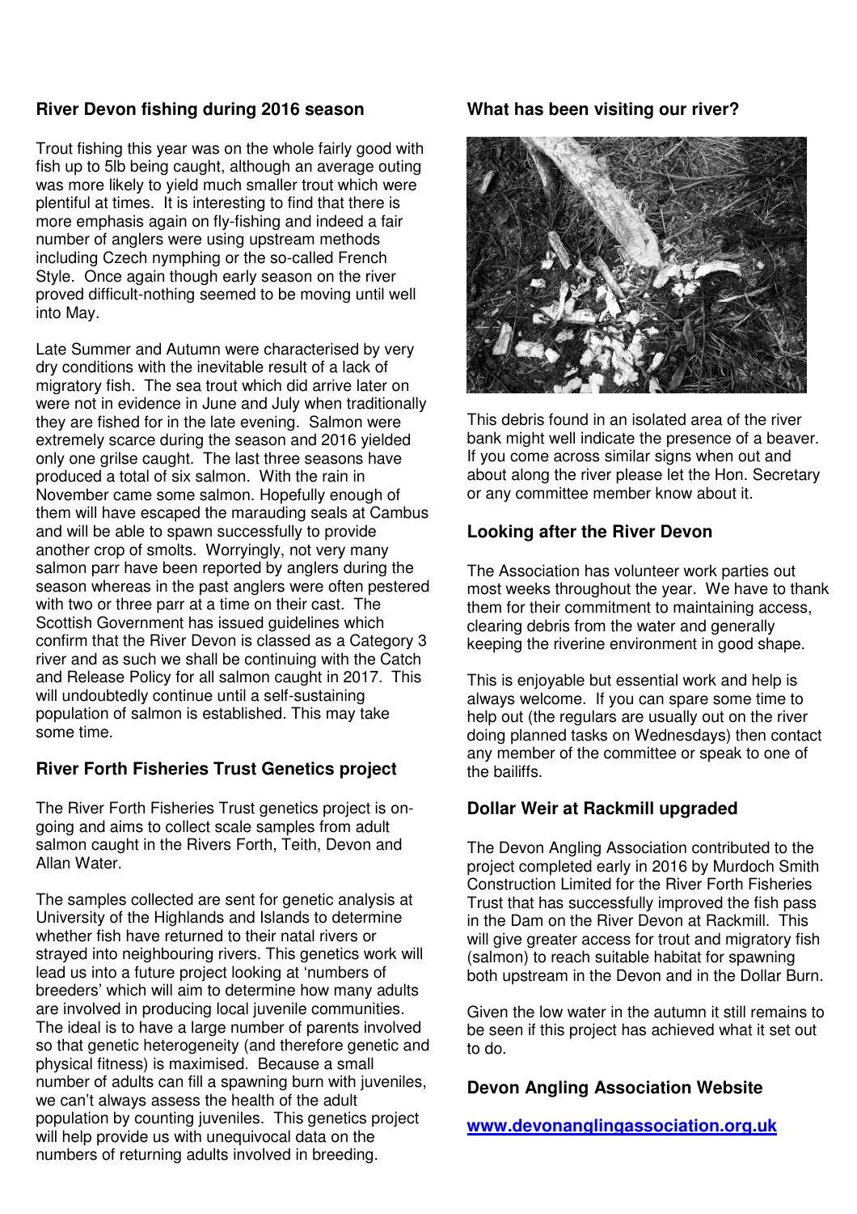## River Devon fishing during 2016 season

Trout fishing this year was on the whole fairly good with fish up to 5lb being caught, although an average outing was more likely to yield much smaller trout which were plentiful at times. It is interesting to find that there is more emphasis again on fly-fishing and indeed a fair number of anglers were using upstream methods including Czech nymphing or the so-called French Style. Once again though early season on the river proved difficult-nothing seemed to be moving until well into May.

Late Summer and Autumn were characterised by very dry conditions with the inevitable result of a lack of migratory fish. The sea trout which did arrive later on were not in evidence in June and July when traditionally they are fished for in the late evening. Salmon were extremely scarce during the season and 2016 yielded only one grilse caught. The last three seasons have produced a total of six salmon. With the rain in November came some salmon. Hopefully enough of them will have escaped the marauding seals at Cambus and will be able to spawn successfully to provide another crop of smolts. Worryingly, not very many salmon parr have been reported by anglers during the season whereas in the past anglers were often pestered with two or three parr at a time on their cast. The Scottish Government has issued guidelines which confirm that the River Devon is classed as a Category 3 river and as such we shall be continuing with the Catch and Release Policy for all salmon caught in 2017. This will undoubtedly continue until a self-sustaining population of salmon is established. This may take some time.

## River Forth Fisheries Trust Genetics project

The River Forth Fisheries Trust genetics project is on-going and aims to collect scale samples from adult salmon caught in the Rivers Forth, Teith, Devon and Allan Water.

The samples collected are sent for genetic analysis at University of the Highlands and Islands to determine whether fish have returned to their natal rivers or strayed into neighbouring rivers. This genetics work will lead us into a future project looking at 'numbers of breeders' which will aim to determine how many adults are involved in producing local juvenile communities. The ideal is to have a large number of parents involved so that genetic heterogeneity (and therefore genetic and physical fitness) is maximised. Because a small number of adults can fill a spawning burn with juveniles, we can't always assess the health of the adult population by counting juveniles. This genetics project will help provide us with unequivocal data on the numbers of returning adults involved in breeding.

## What has been visiting our river?

This debris found in an isolated area of the river bank might well indicate the presence of a beaver. If you come across similar signs when out and about along the river please let the Hon. Secretary or any committee member know about it.

## Looking after the River Devon

The Association has volunteer work parties out most weeks throughout the year. We have to thank them for their commitment to maintaining access, clearing debris from the water and generally keeping the riverine environment in good shape.

This is enjoyable but essential work and help is always welcome. If you can spare some time to help out (the regulars are usually out on the river doing planned tasks on Wednesdays) then contact any member of the committee or speak to one of the bailiffs.

## Dollar Weir at Rackmill upgraded

The Devon Angling Association contributed to the project completed early in 2016 by Murdoch Smith Construction Limited for the River Forth Fisheries Trust that has successfully improved the fish pass in the Dam on the River Devon at Rackmill. This will give greater access for trout and migratory fish (salmon) to reach suitable habitat for spawning both upstream in the Devon and in the Dollar Burn.

Given the low water in the autumn it still remains to be seen if this project has achieved what it set out to do.

## Devon Angling Association Website

**www.devonanglingassociation.org.uk**